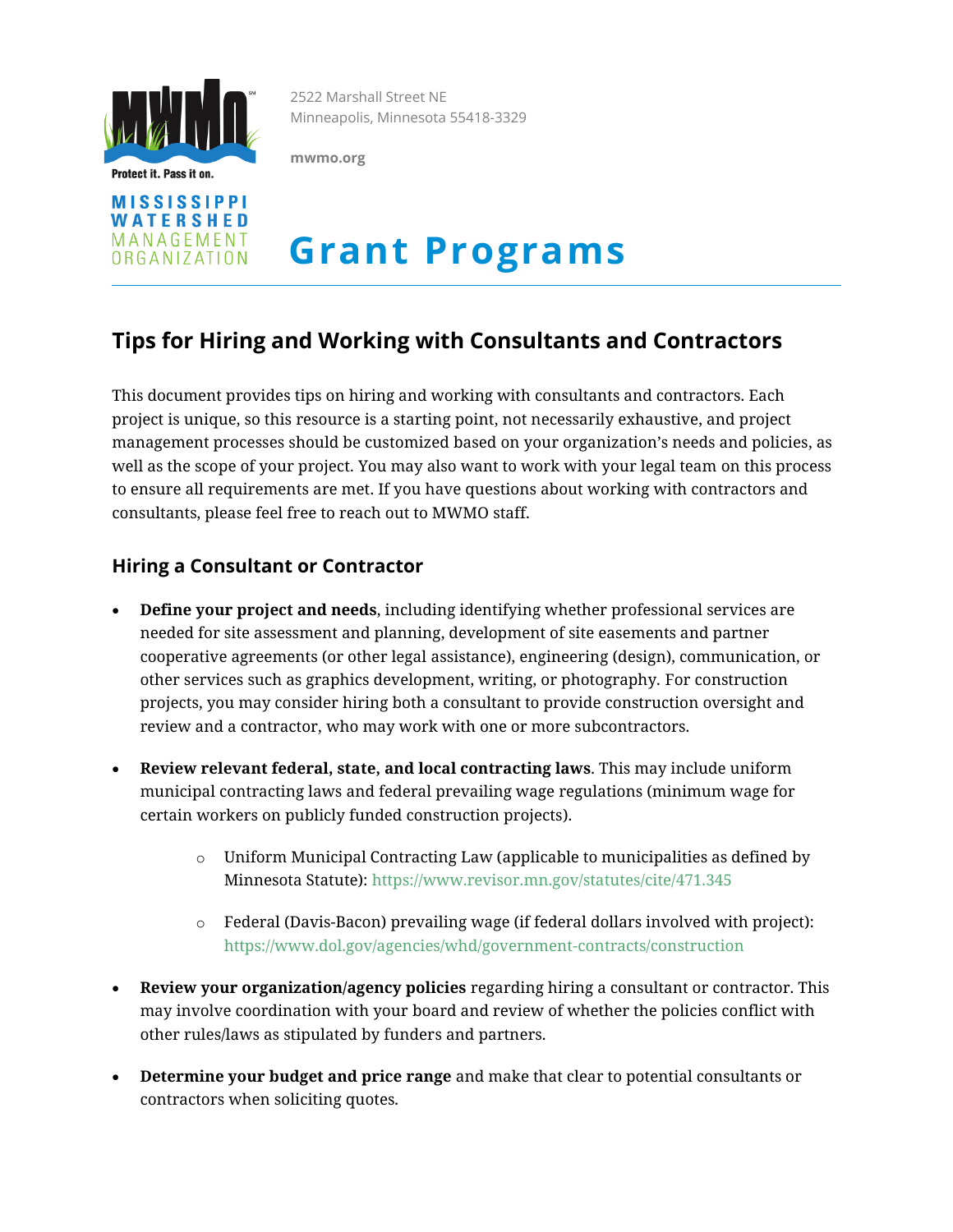2522 Marshall Street NE
Minneapolis, Minnesota 55418-3329

**mwmo.org**

Protect it. Pass it on.

MISSISSIPPI WATERSHED MANAGEMENT ORGANIZATION

# Grant Programs

## Tips for Hiring and Working with Consultants and Contractors

This document provides tips on hiring and working with consultants and contractors. Each project is unique, so this resource is a starting point, not necessarily exhaustive, and project management processes should be customized based on your organization's needs and policies, as well as the scope of your project. You may also want to work with your legal team on this process to ensure all requirements are met. If you have questions about working with contractors and consultants, please feel free to reach out to MWMO staff.

### Hiring a Consultant or Contractor

- **Define your project and needs**, including identifying whether professional services are needed for site assessment and planning, development of site easements and partner cooperative agreements (or other legal assistance), engineering (design), communication, or other services such as graphics development, writing, or photography. For construction projects, you may consider hiring both a consultant to provide construction oversight and review and a contractor, who may work with one or more subcontractors.

- **Review relevant federal, state, and local contracting laws**. This may include uniform municipal contracting laws and federal prevailing wage regulations (minimum wage for certain workers on publicly funded construction projects).

    - Uniform Municipal Contracting Law (applicable to municipalities as defined by Minnesota Statute): https://www.revisor.mn.gov/statutes/cite/471.345

    - Federal (Davis-Bacon) prevailing wage (if federal dollars involved with project): https://www.dol.gov/agencies/whd/government-contracts/construction

- **Review your organization/agency policies** regarding hiring a consultant or contractor. This may involve coordination with your board and review of whether the policies conflict with other rules/laws as stipulated by funders and partners.

- **Determine your budget and price range** and make that clear to potential consultants or contractors when soliciting quotes.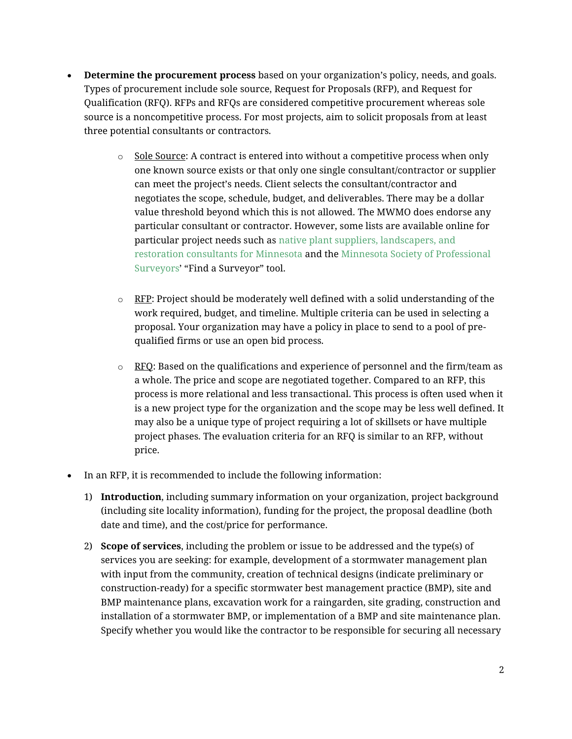- **Determine the procurement process** based on your organization's policy, needs, and goals. Types of procurement include sole source, Request for Proposals (RFP), and Request for Qualification (RFQ). RFPs and RFQs are considered competitive procurement whereas sole source is a noncompetitive process. For most projects, aim to solicit proposals from at least three potential consultants or contractors.

    - <u>Sole Source</u>: A contract is entered into without a competitive process when only one known source exists or that only one single consultant/contractor or supplier can meet the project's needs. Client selects the consultant/contractor and negotiates the scope, schedule, budget, and deliverables. There may be a dollar value threshold beyond which this is not allowed. The MWMO does endorse any particular consultant or contractor. However, some lists are available online for particular project needs such as native plant suppliers, landscapers, and restoration consultants for Minnesota and the Minnesota Society of Professional Surveyors' "Find a Surveyor" tool.

    - <u>RFP</u>: Project should be moderately well defined with a solid understanding of the work required, budget, and timeline. Multiple criteria can be used in selecting a proposal. Your organization may have a policy in place to send to a pool of pre-qualified firms or use an open bid process.

    - <u>RFQ</u>: Based on the qualifications and experience of personnel and the firm/team as a whole. The price and scope are negotiated together. Compared to an RFP, this process is more relational and less transactional. This process is often used when it is a new project type for the organization and the scope may be less well defined. It may also be a unique type of project requiring a lot of skillsets or have multiple project phases. The evaluation criteria for an RFQ is similar to an RFP, without price.

- In an RFP, it is recommended to include the following information:

    1) **Introduction**, including summary information on your organization, project background (including site locality information), funding for the project, the proposal deadline (both date and time), and the cost/price for performance.

    2) **Scope of services**, including the problem or issue to be addressed and the type(s) of services you are seeking: for example, development of a stormwater management plan with input from the community, creation of technical designs (indicate preliminary or construction-ready) for a specific stormwater best management practice (BMP), site and BMP maintenance plans, excavation work for a raingarden, site grading, construction and installation of a stormwater BMP, or implementation of a BMP and site maintenance plan. Specify whether you would like the contractor to be responsible for securing all necessary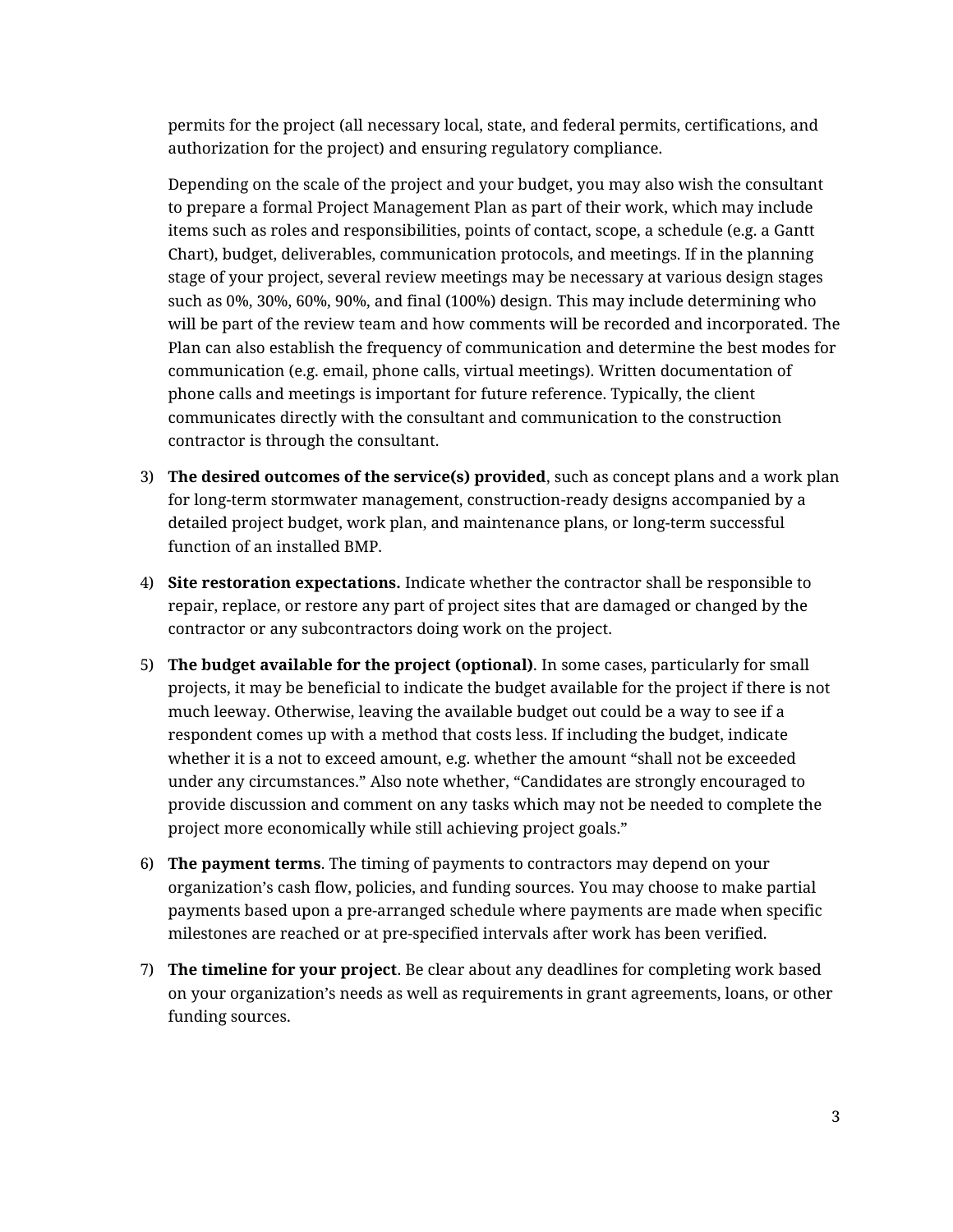permits for the project (all necessary local, state, and federal permits, certifications, and authorization for the project) and ensuring regulatory compliance.

Depending on the scale of the project and your budget, you may also wish the consultant to prepare a formal Project Management Plan as part of their work, which may include items such as roles and responsibilities, points of contact, scope, a schedule (e.g. a Gantt Chart), budget, deliverables, communication protocols, and meetings. If in the planning stage of your project, several review meetings may be necessary at various design stages such as 0%, 30%, 60%, 90%, and final (100%) design. This may include determining who will be part of the review team and how comments will be recorded and incorporated. The Plan can also establish the frequency of communication and determine the best modes for communication (e.g. email, phone calls, virtual meetings). Written documentation of phone calls and meetings is important for future reference. Typically, the client communicates directly with the consultant and communication to the construction contractor is through the consultant.

3) **The desired outcomes of the service(s) provided**, such as concept plans and a work plan for long-term stormwater management, construction-ready designs accompanied by a detailed project budget, work plan, and maintenance plans, or long-term successful function of an installed BMP.

4) **Site restoration expectations.** Indicate whether the contractor shall be responsible to repair, replace, or restore any part of project sites that are damaged or changed by the contractor or any subcontractors doing work on the project.

5) **The budget available for the project (optional)**. In some cases, particularly for small projects, it may be beneficial to indicate the budget available for the project if there is not much leeway. Otherwise, leaving the available budget out could be a way to see if a respondent comes up with a method that costs less. If including the budget, indicate whether it is a not to exceed amount, e.g. whether the amount "shall not be exceeded under any circumstances." Also note whether, "Candidates are strongly encouraged to provide discussion and comment on any tasks which may not be needed to complete the project more economically while still achieving project goals."

6) **The payment terms**. The timing of payments to contractors may depend on your organization's cash flow, policies, and funding sources. You may choose to make partial payments based upon a pre-arranged schedule where payments are made when specific milestones are reached or at pre-specified intervals after work has been verified.

7) **The timeline for your project**. Be clear about any deadlines for completing work based on your organization's needs as well as requirements in grant agreements, loans, or other funding sources.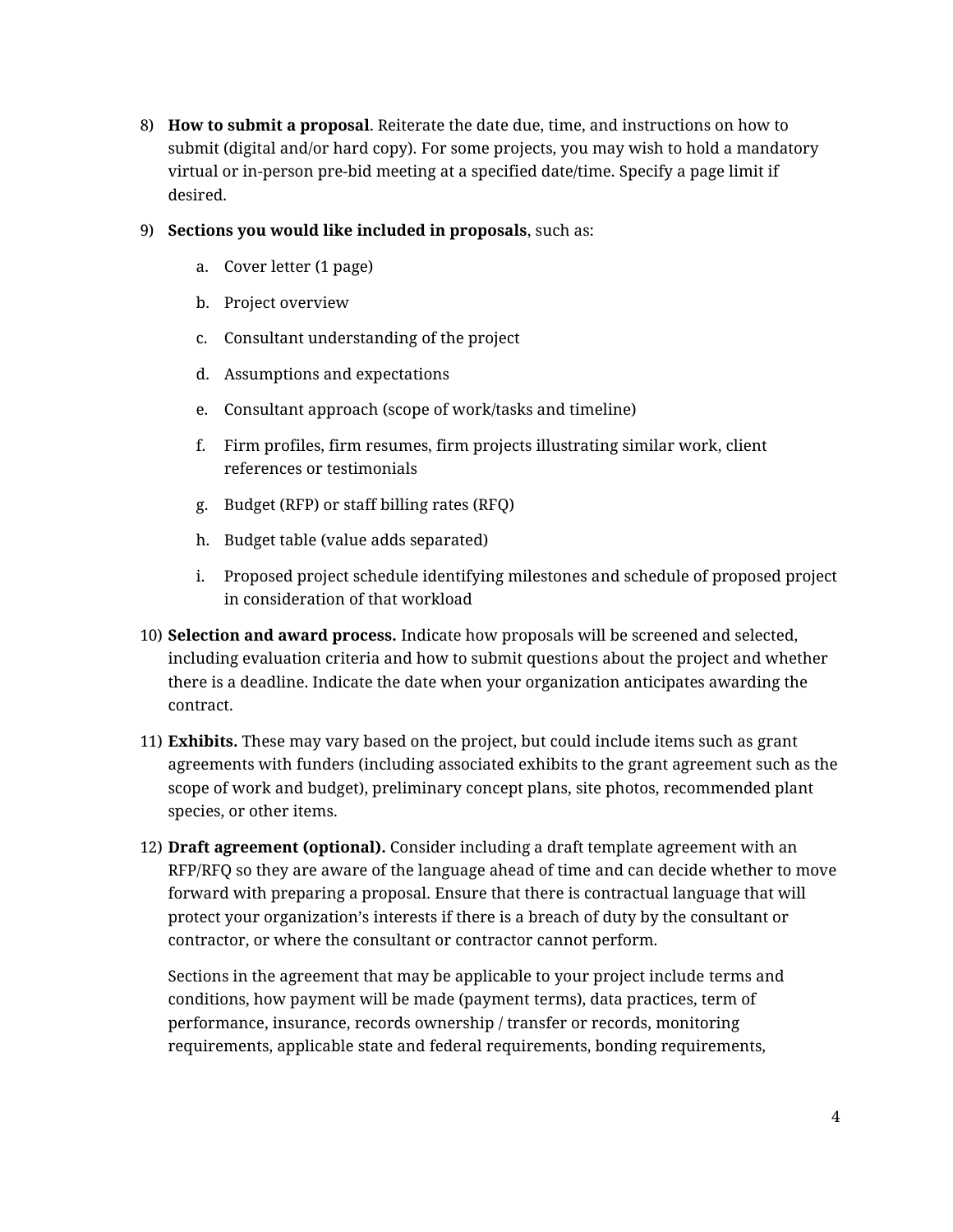8) **How to submit a proposal**. Reiterate the date due, time, and instructions on how to submit (digital and/or hard copy). For some projects, you may wish to hold a mandatory virtual or in-person pre-bid meeting at a specified date/time. Specify a page limit if desired.

9) **Sections you would like included in proposals**, such as:

   a. Cover letter (1 page)

   b. Project overview

   c. Consultant understanding of the project

   d. Assumptions and expectations

   e. Consultant approach (scope of work/tasks and timeline)

   f. Firm profiles, firm resumes, firm projects illustrating similar work, client references or testimonials

   g. Budget (RFP) or staff billing rates (RFQ)

   h. Budget table (value adds separated)

   i. Proposed project schedule identifying milestones and schedule of proposed project in consideration of that workload

10) **Selection and award process.** Indicate how proposals will be screened and selected, including evaluation criteria and how to submit questions about the project and whether there is a deadline. Indicate the date when your organization anticipates awarding the contract.

11) **Exhibits.** These may vary based on the project, but could include items such as grant agreements with funders (including associated exhibits to the grant agreement such as the scope of work and budget), preliminary concept plans, site photos, recommended plant species, or other items.

12) **Draft agreement (optional).** Consider including a draft template agreement with an RFP/RFQ so they are aware of the language ahead of time and can decide whether to move forward with preparing a proposal. Ensure that there is contractual language that will protect your organization's interests if there is a breach of duty by the consultant or contractor, or where the consultant or contractor cannot perform.

    Sections in the agreement that may be applicable to your project include terms and conditions, how payment will be made (payment terms), data practices, term of performance, insurance, records ownership / transfer or records, monitoring requirements, applicable state and federal requirements, bonding requirements,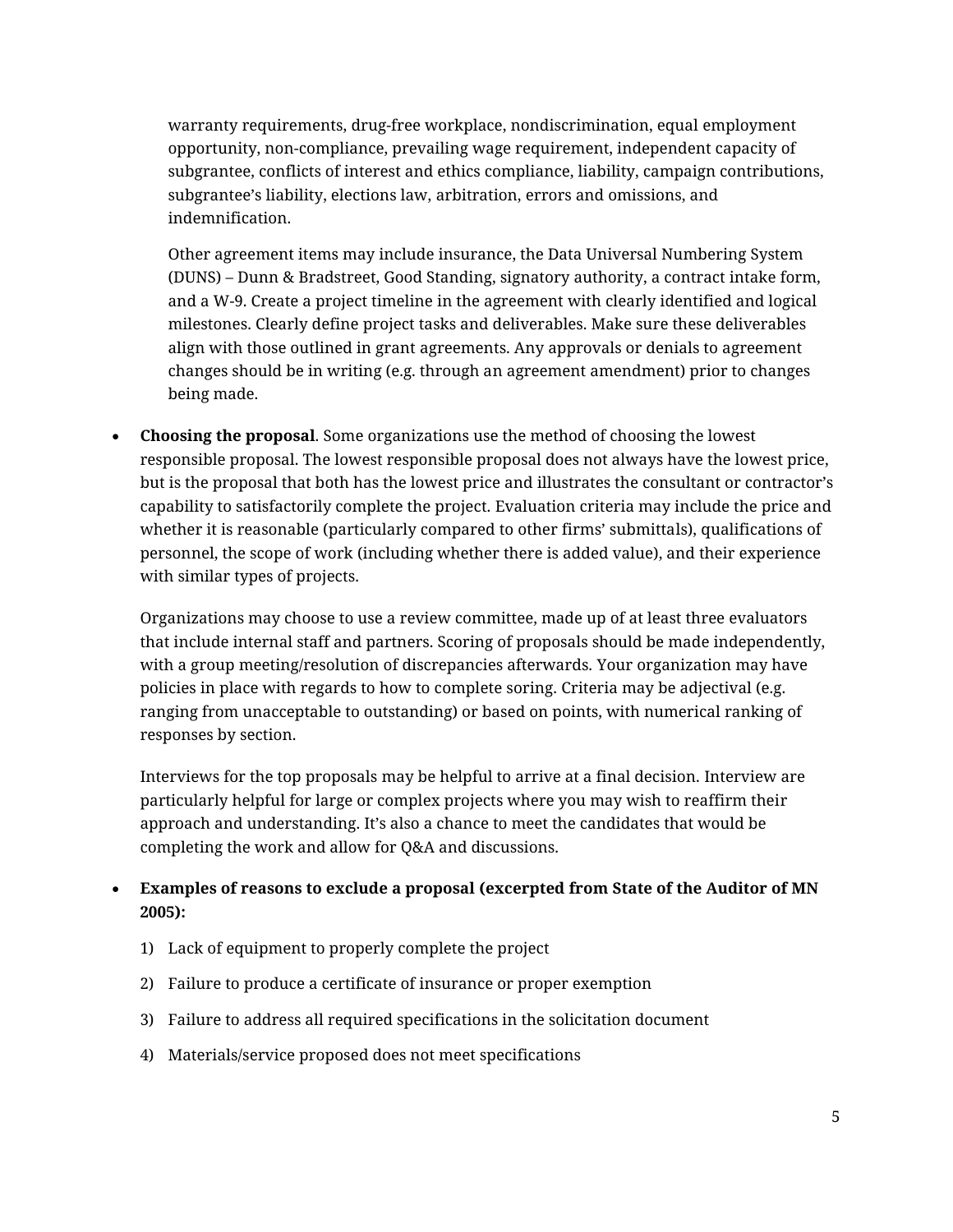warranty requirements, drug-free workplace, nondiscrimination, equal employment opportunity, non-compliance, prevailing wage requirement, independent capacity of subgrantee, conflicts of interest and ethics compliance, liability, campaign contributions, subgrantee's liability, elections law, arbitration, errors and omissions, and indemnification.

Other agreement items may include insurance, the Data Universal Numbering System (DUNS) – Dunn & Bradstreet, Good Standing, signatory authority, a contract intake form, and a W-9. Create a project timeline in the agreement with clearly identified and logical milestones. Clearly define project tasks and deliverables. Make sure these deliverables align with those outlined in grant agreements. Any approvals or denials to agreement changes should be in writing (e.g. through an agreement amendment) prior to changes being made.

- **Choosing the proposal**. Some organizations use the method of choosing the lowest responsible proposal. The lowest responsible proposal does not always have the lowest price, but is the proposal that both has the lowest price and illustrates the consultant or contractor's capability to satisfactorily complete the project. Evaluation criteria may include the price and whether it is reasonable (particularly compared to other firms' submittals), qualifications of personnel, the scope of work (including whether there is added value), and their experience with similar types of projects.

  Organizations may choose to use a review committee, made up of at least three evaluators that include internal staff and partners. Scoring of proposals should be made independently, with a group meeting/resolution of discrepancies afterwards. Your organization may have policies in place with regards to how to complete soring. Criteria may be adjectival (e.g. ranging from unacceptable to outstanding) or based on points, with numerical ranking of responses by section.

  Interviews for the top proposals may be helpful to arrive at a final decision. Interview are particularly helpful for large or complex projects where you may wish to reaffirm their approach and understanding. It's also a chance to meet the candidates that would be completing the work and allow for Q&A and discussions.

- **Examples of reasons to exclude a proposal (excerpted from State of the Auditor of MN 2005):**

  1) Lack of equipment to properly complete the project
  2) Failure to produce a certificate of insurance or proper exemption
  3) Failure to address all required specifications in the solicitation document
  4) Materials/service proposed does not meet specifications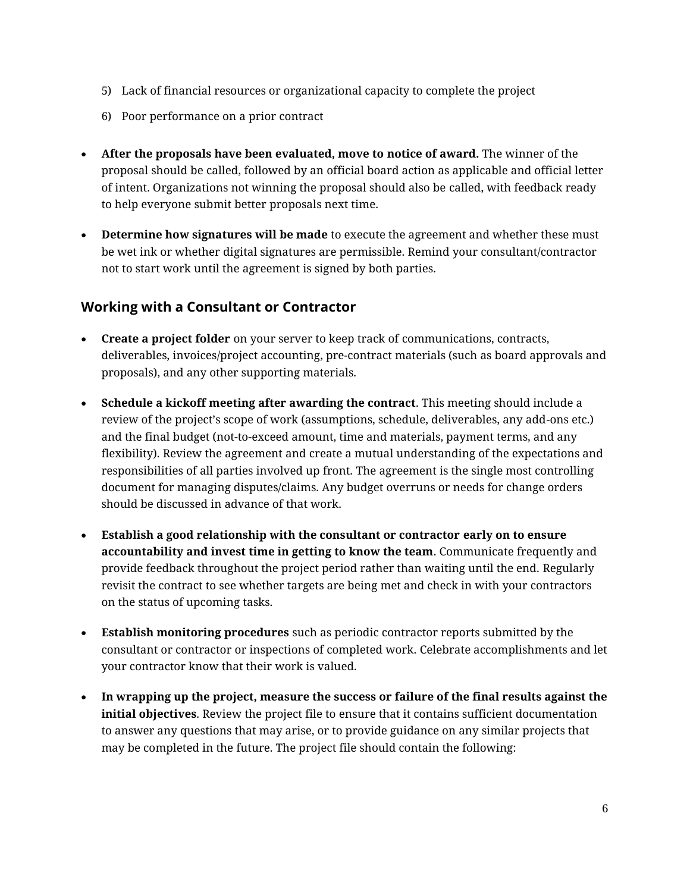5) Lack of financial resources or organizational capacity to complete the project
6) Poor performance on a prior contract

- **After the proposals have been evaluated, move to notice of award.** The winner of the proposal should be called, followed by an official board action as applicable and official letter of intent. Organizations not winning the proposal should also be called, with feedback ready to help everyone submit better proposals next time.
- **Determine how signatures will be made** to execute the agreement and whether these must be wet ink or whether digital signatures are permissible. Remind your consultant/contractor not to start work until the agreement is signed by both parties.

## Working with a Consultant or Contractor

- **Create a project folder** on your server to keep track of communications, contracts, deliverables, invoices/project accounting, pre-contract materials (such as board approvals and proposals), and any other supporting materials.
- **Schedule a kickoff meeting after awarding the contract**. This meeting should include a review of the project's scope of work (assumptions, schedule, deliverables, any add-ons etc.) and the final budget (not-to-exceed amount, time and materials, payment terms, and any flexibility). Review the agreement and create a mutual understanding of the expectations and responsibilities of all parties involved up front. The agreement is the single most controlling document for managing disputes/claims. Any budget overruns or needs for change orders should be discussed in advance of that work.
- **Establish a good relationship with the consultant or contractor early on to ensure accountability and invest time in getting to know the team**. Communicate frequently and provide feedback throughout the project period rather than waiting until the end. Regularly revisit the contract to see whether targets are being met and check in with your contractors on the status of upcoming tasks.
- **Establish monitoring procedures** such as periodic contractor reports submitted by the consultant or contractor or inspections of completed work. Celebrate accomplishments and let your contractor know that their work is valued.
- **In wrapping up the project, measure the success or failure of the final results against the initial objectives**. Review the project file to ensure that it contains sufficient documentation to answer any questions that may arise, or to provide guidance on any similar projects that may be completed in the future. The project file should contain the following: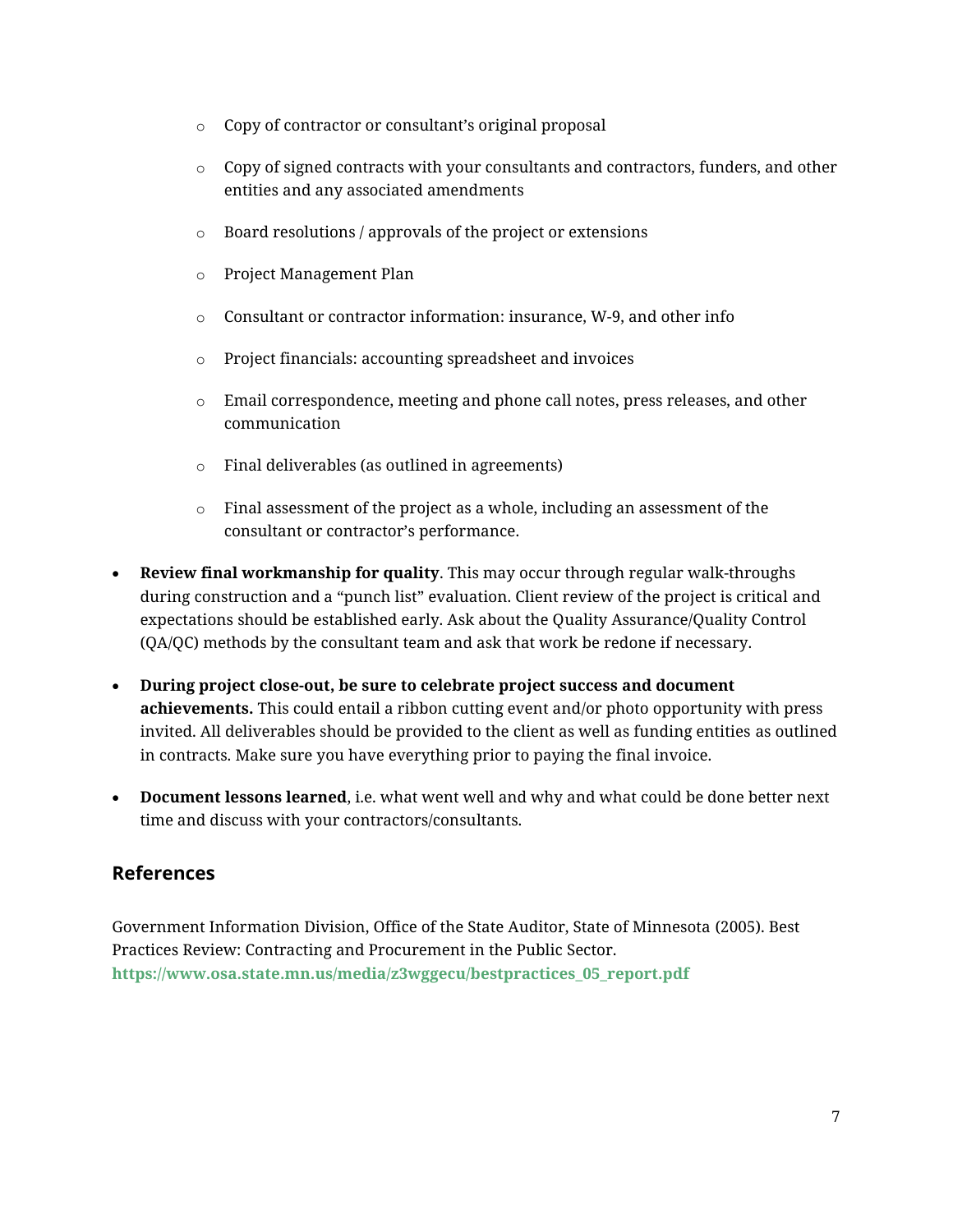- Copy of contractor or consultant's original proposal
  - Copy of signed contracts with your consultants and contractors, funders, and other entities and any associated amendments
  - Board resolutions / approvals of the project or extensions
  - Project Management Plan
  - Consultant or contractor information: insurance, W-9, and other info
  - Project financials: accounting spreadsheet and invoices
  - Email correspondence, meeting and phone call notes, press releases, and other communication
  - Final deliverables (as outlined in agreements)
  - Final assessment of the project as a whole, including an assessment of the consultant or contractor's performance.

- **Review final workmanship for quality**. This may occur through regular walk-throughs during construction and a "punch list" evaluation. Client review of the project is critical and expectations should be established early. Ask about the Quality Assurance/Quality Control (QA/QC) methods by the consultant team and ask that work be redone if necessary.
- **During project close-out, be sure to celebrate project success and document achievements.** This could entail a ribbon cutting event and/or photo opportunity with press invited. All deliverables should be provided to the client as well as funding entities as outlined in contracts. Make sure you have everything prior to paying the final invoice.
- **Document lessons learned**, i.e. what went well and why and what could be done better next time and discuss with your contractors/consultants.

## References

Government Information Division, Office of the State Auditor, State of Minnesota (2005). Best Practices Review: Contracting and Procurement in the Public Sector.
**https://www.osa.state.mn.us/media/z3wggecu/bestpractices_05_report.pdf**